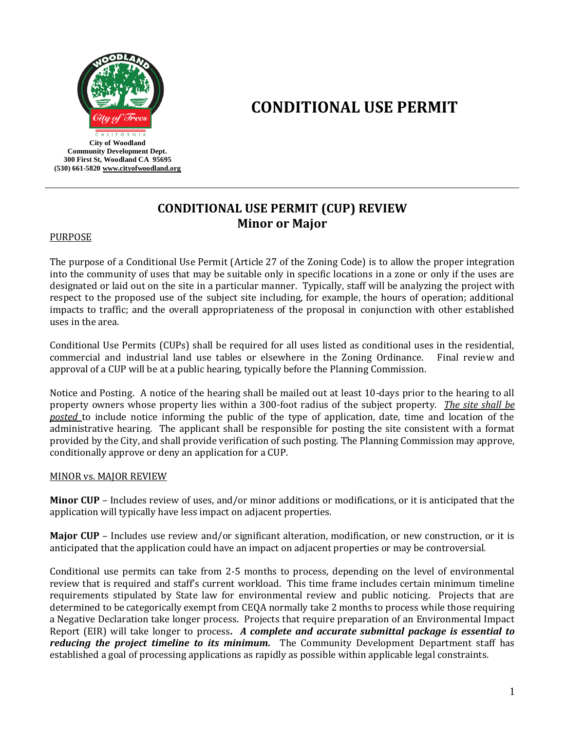City of Woodland
Community Development Dept.
300 First St, Woodland CA 95695
(530) 661-5820 www.cityofwoodland.org

# CONDITIONAL USE PERMIT

## CONDITIONAL USE PERMIT (CUP) REVIEW
## Minor or Major

PURPOSE

The purpose of a Conditional Use Permit (Article 27 of the Zoning Code) is to allow the proper integration into the community of uses that may be suitable only in specific locations in a zone or only if the uses are designated or laid out on the site in a particular manner. Typically, staff will be analyzing the project with respect to the proposed use of the subject site including, for example, the hours of operation; additional impacts to traffic; and the overall appropriateness of the proposal in conjunction with other established uses in the area.

Conditional Use Permits (CUPs) shall be required for all uses listed as conditional uses in the residential, commercial and industrial land use tables or elsewhere in the Zoning Ordinance. Final review and approval of a CUP will be at a public hearing, typically before the Planning Commission.

Notice and Posting. A notice of the hearing shall be mailed out at least 10-days prior to the hearing to all property owners whose property lies within a 300-foot radius of the subject property. *The site shall be posted* to include notice informing the public of the type of application, date, time and location of the administrative hearing. The applicant shall be responsible for posting the site consistent with a format provided by the City, and shall provide verification of such posting. The Planning Commission may approve, conditionally approve or deny an application for a CUP.

MINOR vs. MAJOR REVIEW

**Minor CUP** – Includes review of uses, and/or minor additions or modifications, or it is anticipated that the application will typically have less impact on adjacent properties.

**Major CUP** – Includes use review and/or significant alteration, modification, or new construction, or it is anticipated that the application could have an impact on adjacent properties or may be controversial.

Conditional use permits can take from 2-5 months to process, depending on the level of environmental review that is required and staff's current workload. This time frame includes certain minimum timeline requirements stipulated by State law for environmental review and public noticing. Projects that are determined to be categorically exempt from CEQA normally take 2 months to process while those requiring a Negative Declaration take longer process. Projects that require preparation of an Environmental Impact Report (EIR) will take longer to process. ***A complete and accurate submittal package is essential to reducing the project timeline to its minimum.*** The Community Development Department staff has established a goal of processing applications as rapidly as possible within applicable legal constraints.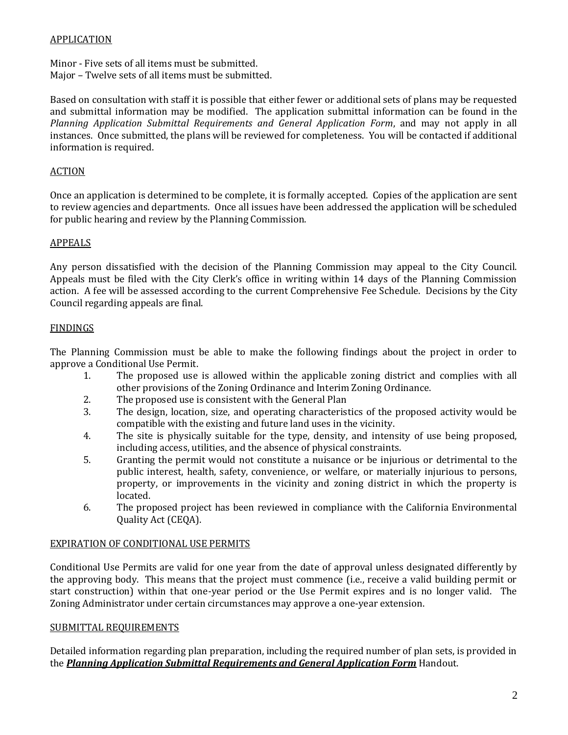## APPLICATION

Minor - Five sets of all items must be submitted.
Major – Twelve sets of all items must be submitted.

Based on consultation with staff it is possible that either fewer or additional sets of plans may be requested and submittal information may be modified. The application submittal information can be found in the *Planning Application Submittal Requirements and General Application Form*, and may not apply in all instances. Once submitted, the plans will be reviewed for completeness. You will be contacted if additional information is required.

## ACTION

Once an application is determined to be complete, it is formally accepted. Copies of the application are sent to review agencies and departments. Once all issues have been addressed the application will be scheduled for public hearing and review by the Planning Commission.

## APPEALS

Any person dissatisfied with the decision of the Planning Commission may appeal to the City Council. Appeals must be filed with the City Clerk's office in writing within 14 days of the Planning Commission action. A fee will be assessed according to the current Comprehensive Fee Schedule. Decisions by the City Council regarding appeals are final.

## FINDINGS

The Planning Commission must be able to make the following findings about the project in order to approve a Conditional Use Permit.

1. The proposed use is allowed within the applicable zoning district and complies with all other provisions of the Zoning Ordinance and Interim Zoning Ordinance.
2. The proposed use is consistent with the General Plan
3. The design, location, size, and operating characteristics of the proposed activity would be compatible with the existing and future land uses in the vicinity.
4. The site is physically suitable for the type, density, and intensity of use being proposed, including access, utilities, and the absence of physical constraints.
5. Granting the permit would not constitute a nuisance or be injurious or detrimental to the public interest, health, safety, convenience, or welfare, or materially injurious to persons, property, or improvements in the vicinity and zoning district in which the property is located.
6. The proposed project has been reviewed in compliance with the California Environmental Quality Act (CEQA).

## EXPIRATION OF CONDITIONAL USE PERMITS

Conditional Use Permits are valid for one year from the date of approval unless designated differently by the approving body. This means that the project must commence (i.e., receive a valid building permit or start construction) within that one-year period or the Use Permit expires and is no longer valid. The Zoning Administrator under certain circumstances may approve a one-year extension.

## SUBMITTAL REQUIREMENTS

Detailed information regarding plan preparation, including the required number of plan sets, is provided in the ***Planning Application Submittal Requirements and General Application Form*** Handout.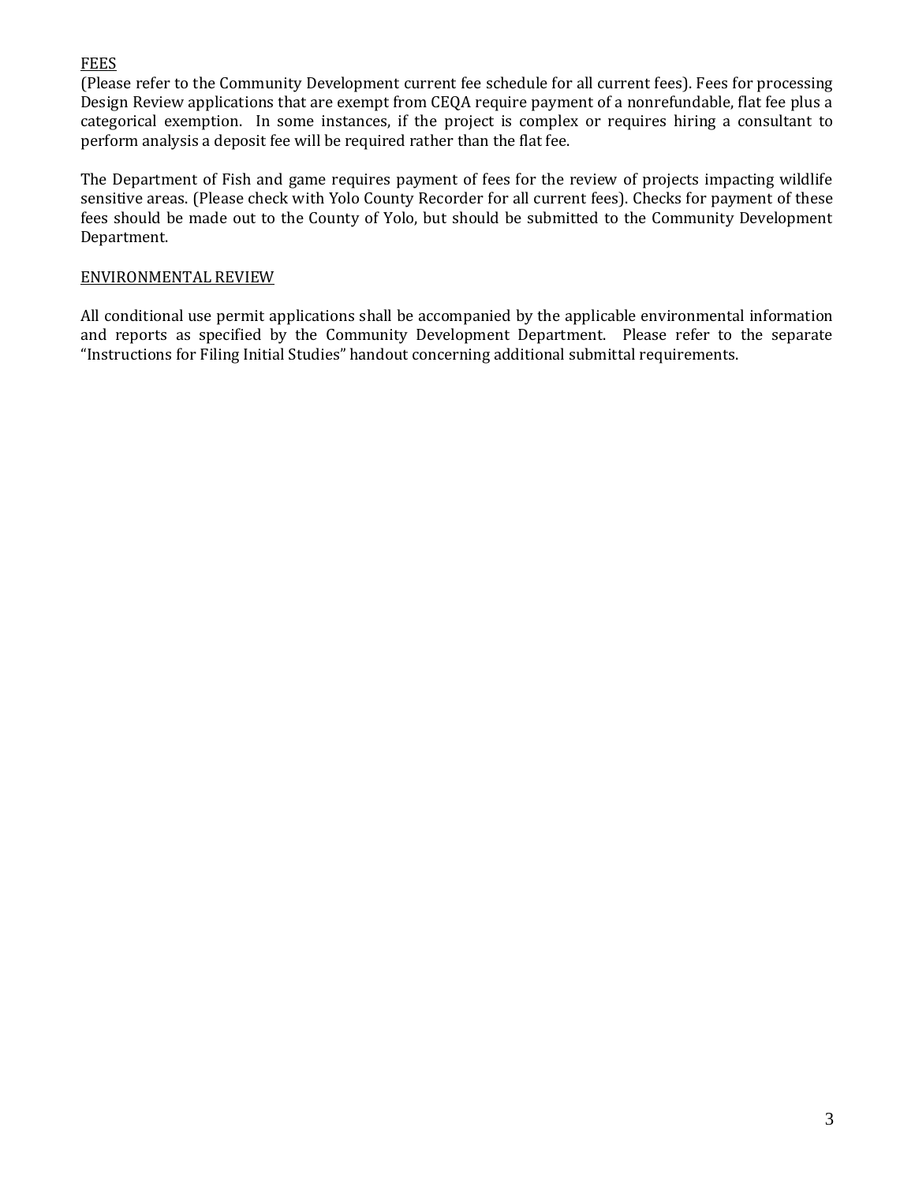FEES

(Please refer to the Community Development current fee schedule for all current fees). Fees for processing Design Review applications that are exempt from CEQA require payment of a nonrefundable, flat fee plus a categorical exemption. In some instances, if the project is complex or requires hiring a consultant to perform analysis a deposit fee will be required rather than the flat fee.

The Department of Fish and game requires payment of fees for the review of projects impacting wildlife sensitive areas. (Please check with Yolo County Recorder for all current fees). Checks for payment of these fees should be made out to the County of Yolo, but should be submitted to the Community Development Department.

ENVIRONMENTAL REVIEW

All conditional use permit applications shall be accompanied by the applicable environmental information and reports as specified by the Community Development Department. Please refer to the separate "Instructions for Filing Initial Studies" handout concerning additional submittal requirements.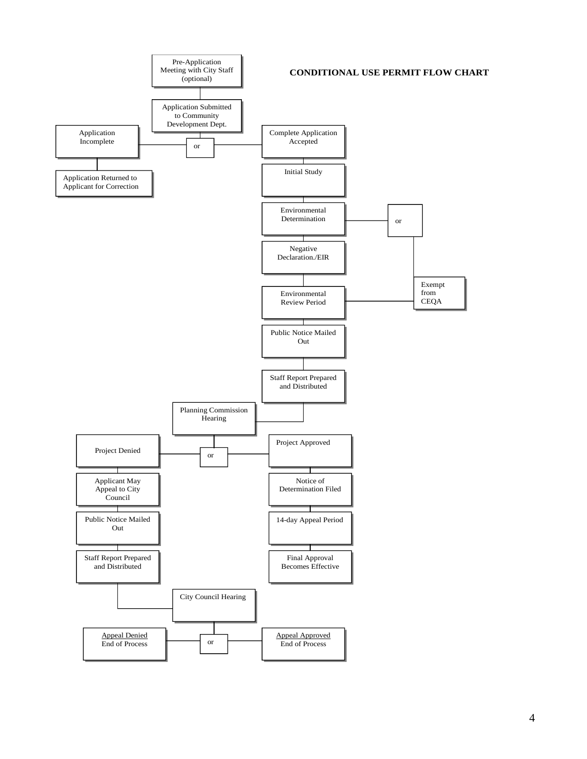**CONDITIONAL USE PERMIT FLOW CHART**

Pre-Application Meeting with City Staff (optional)

Application Submitted to Community Development Dept.

Application Incomplete

or

Complete Application Accepted

Application Returned to Applicant for Correction

Initial Study

Environmental Determination

or

Negative Declaration./EIR

Exempt from CEQA

Environmental Review Period

Public Notice Mailed Out

Staff Report Prepared and Distributed

Planning Commission Hearing

Project Denied

or

Project Approved

Applicant May Appeal to City Council

Notice of Determination Filed

Public Notice Mailed Out

14-day Appeal Period

Staff Report Prepared and Distributed

Final Approval Becomes Effective

City Council Hearing

Appeal Denied
End of Process

or

Appeal Approved
End of Process